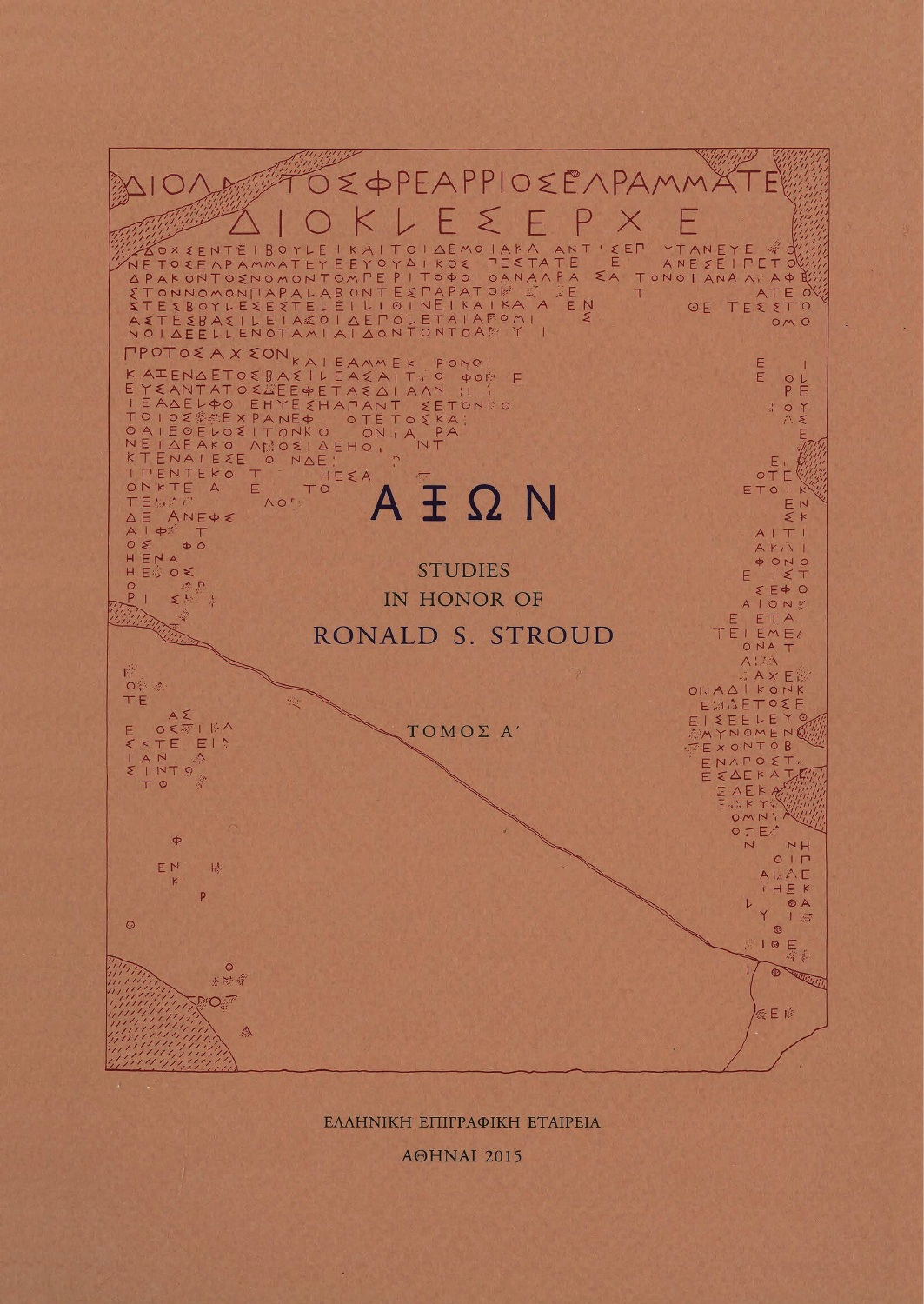# ΑΞΩΝ

## STUDIES IN HONOR OF RONALD S. STROUD

ΤΟΜΟΣ Α΄

ΕΛΛΗΝΙΚΗ ΕΠΙΓΡΑΦΙΚΗ ΕΤΑΙΡΕΙΑ

ΑΘΗΝΑΙ 2015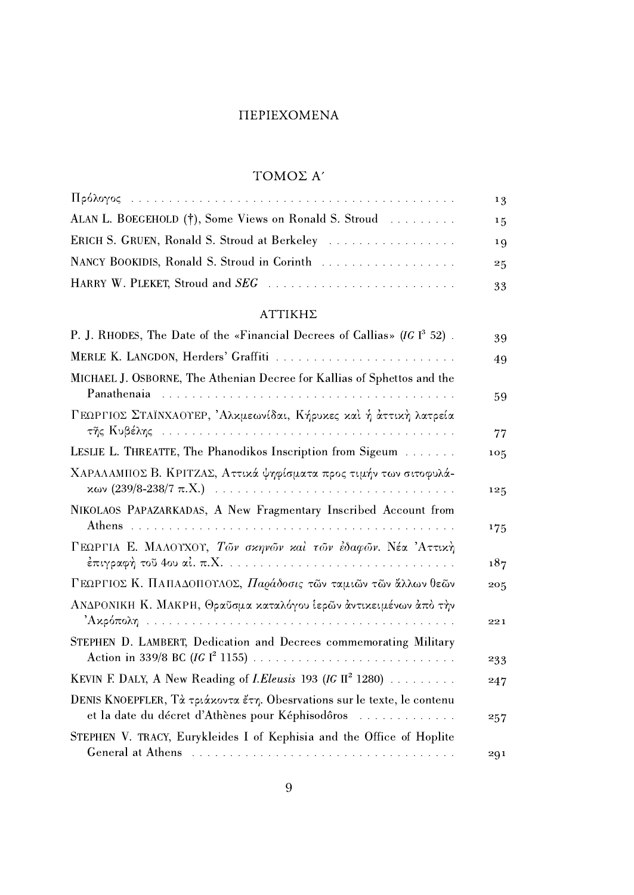# ΠΕΡΙΕΧΟΜΕΝΑ

## ΤΟΜΟΣ Α′

| | |
|---|---|
| Πρόλογος | 13 |
| ALAN L. BOEGEHOLD (†), Some Views on Ronald S. Stroud | 15 |
| ERICH S. GRUEN, Ronald S. Stroud at Berkeley | 19 |
| NANCY BOOKIDIS, Ronald S. Stroud in Corinth | 25 |
| HARRY W. PLEKET, Stroud and *SEG* | 33 |

### ΑΤΤΙΚΗΣ

| | |
|---|---|
| P. J. RHODES, The Date of the «Financial Decrees of Callias» (*IG* I³ 52) | 39 |
| MERLE K. LANGDON, Herders' Graffiti | 49 |
| MICHAEL J. OSBORNE, The Athenian Decree for Kallias of Sphettos and the Panathenaia | 59 |
| ΓΕΩΡΓΙΟΣ ΣΤΑΪΝΧΑΟΥΕΡ, Ἀλκμεωνίδαι, Κήρυκες καὶ ἡ ἀττικὴ λατρεία τῆς Κυβέλης | 77 |
| LESLIE L. THREATTE, The Phanodikos Inscription from Sigeum | 105 |
| ΧΑΡΑΛΑΜΠΟΣ Β. ΚΡΙΤΖΑΣ, Αττικά ψηφίσματα προς τιμήν των σιτοφυλάκων (239/8-238/7 π.Χ.) | 125 |
| NIKOLAOS PAPAZARKADAS, A New Fragmentary Inscribed Account from Athens | 175 |
| ΓΕΩΡΓΙΑ Ε. ΜΑΛΟΥΧΟΥ, *Τῶν σκηνῶν καὶ τῶν ἐδαφῶν*. Νέα Ἀττικὴ ἐπιγραφὴ τοῦ 4ου αἰ. π.Χ. | 187 |
| ΓΕΩΡΓΙΟΣ Κ. ΠΑΠΑΔΟΠΟΥΛΟΣ, *Παράδοσις* τῶν ταμιῶν τῶν ἄλλων θεῶν | 205 |
| ΑΝΔΡΟΝΙΚΗ Κ. ΜΑΚΡΗ, Θραῦσμα καταλόγου ἱερῶν ἀντικειμένων ἀπὸ τὴν Ἀκρόπολη | 221 |
| STEPHEN D. LAMBERT, Dedication and Decrees commemorating Military Action in 339/8 BC (*IG* I² 1155) | 233 |
| KEVIN F. DALY, A New Reading of *I.Eleusis* 193 (*IG* II² 1280) | 247 |
| DENIS KNOEPFLER, Τὰ τριάκοντα ἔτη. Obesrvations sur le texte, le contenu et la date du décret d'Athènes pour Képhisodôros | 257 |
| STEPHEN V. TRACY, Eurykleides I of Kephisia and the Office of Hoplite General at Athens | 291 |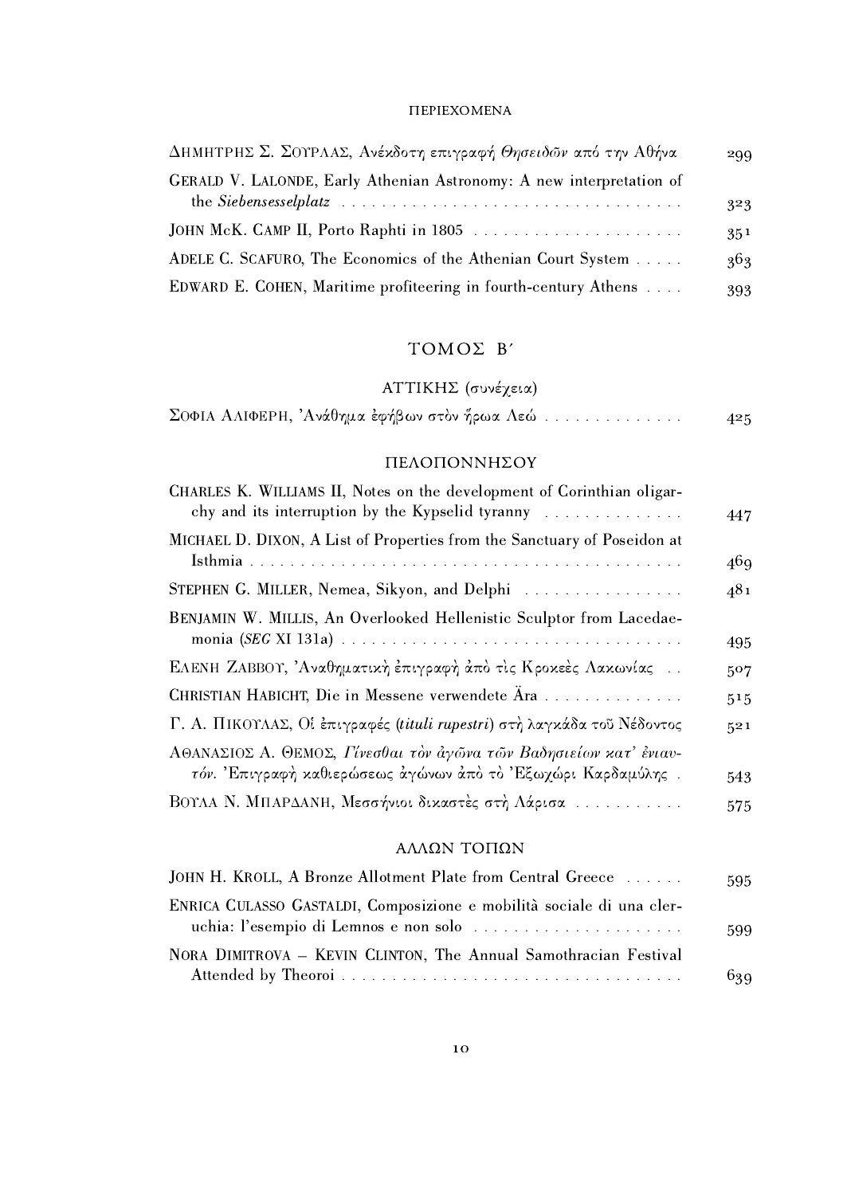ΠΕΡΙΕΧΟΜΕΝΑ

| | |
|---|---|
| ΔΗΜΗΤΡΗΣ Σ. ΣΟΥΡΛΑΣ, Ανέκδοτη επιγραφή *Θησειδών* από την Αθήνα | 299 |
| GERALD V. LALONDE, Early Athenian Astronomy: A new interpretation of the *Siebensesselplatz* | 323 |
| JOHN MCK. CAMP II, Porto Raphti in 1805 | 351 |
| ADELE C. SCAFURO, The Economics of the Athenian Court System | 363 |
| EDWARD E. COHEN, Maritime profiteering in fourth-century Athens | 393 |

## ΤΟΜΟΣ Β΄

### ΑΤΤΙΚΗΣ (συνέχεια)

| | |
|---|---|
| ΣΟΦΙΑ ΑΛΙΦΕΡΗ, Ἀνάθημα ἐφήβων στὸν ἥρωα Λεώ | 425 |

### ΠΕΛΟΠΟΝΝΗΣΟΥ

| | |
|---|---|
| CHARLES K. WILLIAMS II, Notes on the development of Corinthian oligarchy and its interruption by the Kypselid tyranny | 447 |
| MICHAEL D. DIXON, A List of Properties from the Sanctuary of Poseidon at Isthmia | 469 |
| STEPHEN G. MILLER, Nemea, Sikyon, and Delphi | 481 |
| BENJAMIN W. MILLIS, An Overlooked Hellenistic Sculptor from Lacedaemonia (*SEG* XI 131a) | 495 |
| ΕΛΕΝΗ ΖΑΒΒΟΥ, Ἀναθηματικὴ ἐπιγραφὴ ἀπὸ τὶς Κροκεὲς Λακωνίας | 507 |
| CHRISTIAN HABICHT, Die in Messene verwendete Ära | 515 |
| Γ. Α. ΠΙΚΟΥΛΑΣ, Οἱ ἐπιγραφές (*tituli rupestri*) στὴ λαγκάδα τοῦ Νέδοντος | 521 |
| ΑΘΑΝΑΣΙΟΣ Α. ΘΕΜΟΣ, *Γίνεσθαι τὸν ἀγῶνα τῶν Βαδησιείων κατ' ἐνιαυτόν*. Ἐπιγραφὴ καθιερώσεως ἀγώνων ἀπὸ τὸ Ἐξωχώρι Καρδαμύλης | 543 |
| ΒΟΥΛΑ Ν. ΜΠΑΡΔΑΝΗ, Μεσσήνιοι δικαστὲς στὴ Λάρισα | 575 |

### ΑΛΛΩΝ ΤΟΠΩΝ

| | |
|---|---|
| JOHN H. KROLL, A Bronze Allotment Plate from Central Greece | 595 |
| ENRICA CULASSO GASTALDI, Composizione e mobilità sociale di una cleruchia: l'esempio di Lemnos e non solo | 599 |
| NORA DIMITROVA – KEVIN CLINTON, The Annual Samothracian Festival Attended by Theoroi | 639 |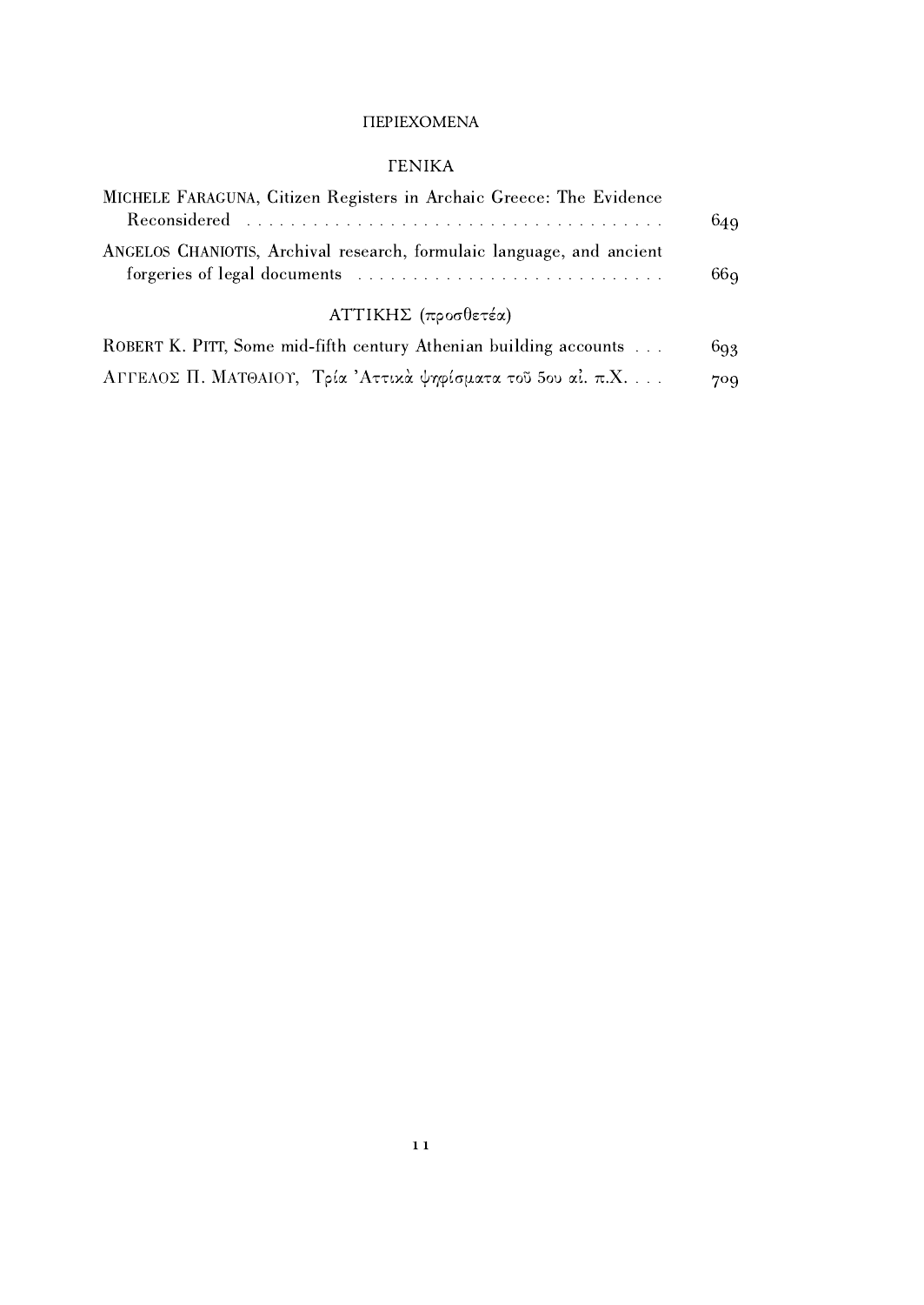# ΠΕΡΙΕΧΟΜΕΝΑ

## ΓΕΝΙΚΑ

MICHELE FARAGUNA, Citizen Registers in Archaic Greece: The Evidence Reconsidered . . . . . . . . . . . . . . . . . . . . . . . . . . . . . . . . . . . . . 649

ANGELOS CHANIOTIS, Archival research, formulaic language, and ancient forgeries of legal documents . . . . . . . . . . . . . . . . . . . . . . . . . . . 669

## ΑΤΤΙΚΗΣ (προσθετέα)

ROBERT K. PITT, Some mid-fifth century Athenian building accounts . . . 693

ΑΓΓΕΛΟΣ Π. ΜΑΤΘΑΙΟΥ, Τρία Ἀττικὰ ψηφίσματα τοῦ 5ου αἰ. π.Χ. . . . 709